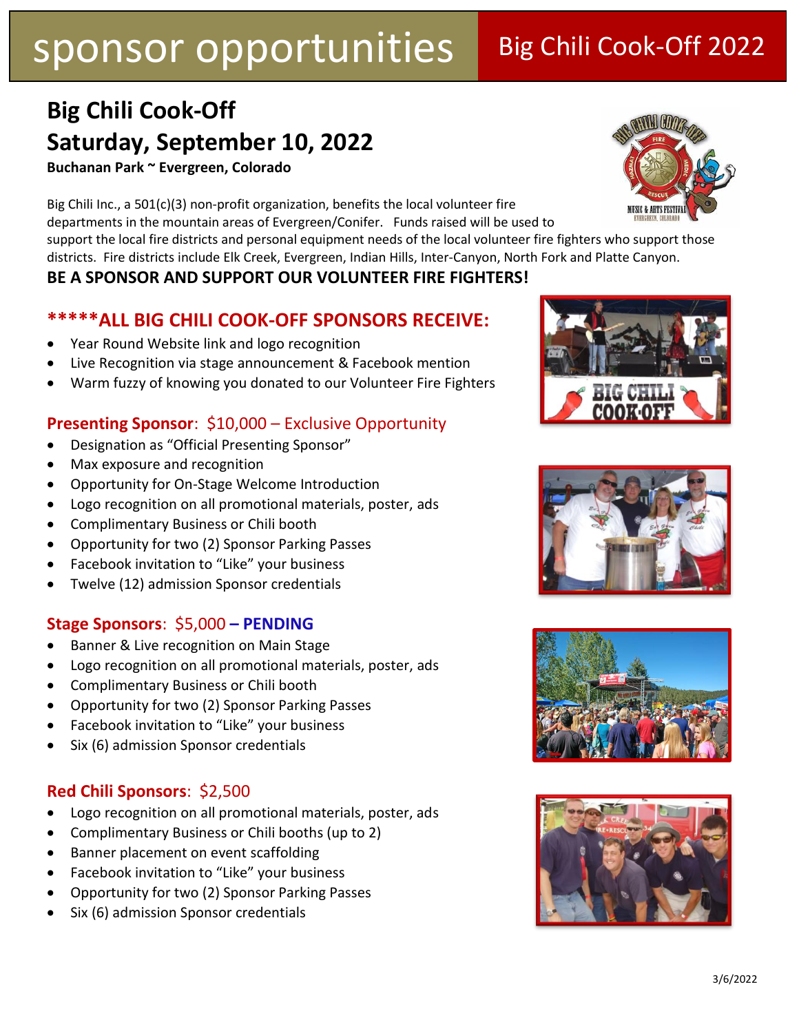# sponsor opportunities

Big Chili Cook-Off 2022

## Big Chili Cook-Off
## Saturday, September 10, 2022

**Buchanan Park ~ Evergreen, Colorado**

Big Chili Inc., a 501(c)(3) non-profit organization, benefits the local volunteer fire departments in the mountain areas of Evergreen/Conifer. Funds raised will be used to support the local fire districts and personal equipment needs of the local volunteer fire fighters who support those districts. Fire districts include Elk Creek, Evergreen, Indian Hills, Inter-Canyon, North Fork and Platte Canyon.

**BE A SPONSOR AND SUPPORT OUR VOLUNTEER FIRE FIGHTERS!**

### *****ALL BIG CHILI COOK-OFF SPONSORS RECEIVE:

- Year Round Website link and logo recognition
- Live Recognition via stage announcement & Facebook mention
- Warm fuzzy of knowing you donated to our Volunteer Fire Fighters

### **Presenting Sponsor**: $10,000 – Exclusive Opportunity

- Designation as "Official Presenting Sponsor"
- Max exposure and recognition
- Opportunity for On-Stage Welcome Introduction
- Logo recognition on all promotional materials, poster, ads
- Complimentary Business or Chili booth
- Opportunity for two (2) Sponsor Parking Passes
- Facebook invitation to "Like" your business
- Twelve (12) admission Sponsor credentials

### **Stage Sponsors**: $5,000 **– PENDING**

- Banner & Live recognition on Main Stage
- Logo recognition on all promotional materials, poster, ads
- Complimentary Business or Chili booth
- Opportunity for two (2) Sponsor Parking Passes
- Facebook invitation to "Like" your business
- Six (6) admission Sponsor credentials

### **Red Chili Sponsors**: $2,500

- Logo recognition on all promotional materials, poster, ads
- Complimentary Business or Chili booths (up to 2)
- Banner placement on event scaffolding
- Facebook invitation to "Like" your business
- Opportunity for two (2) Sponsor Parking Passes
- Six (6) admission Sponsor credentials

3/6/2022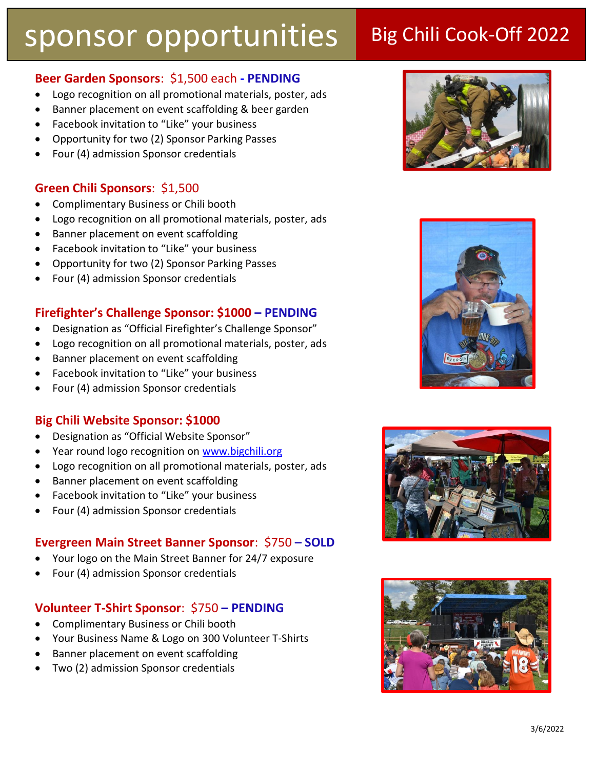# sponsor opportunities

## Big Chili Cook-Off 2022

### Beer Garden Sponsors: $1,500 each - PENDING

- Logo recognition on all promotional materials, poster, ads
- Banner placement on event scaffolding & beer garden
- Facebook invitation to "Like" your business
- Opportunity for two (2) Sponsor Parking Passes
- Four (4) admission Sponsor credentials

### Green Chili Sponsors: $1,500

- Complimentary Business or Chili booth
- Logo recognition on all promotional materials, poster, ads
- Banner placement on event scaffolding
- Facebook invitation to "Like" your business
- Opportunity for two (2) Sponsor Parking Passes
- Four (4) admission Sponsor credentials

### Firefighter's Challenge Sponsor: $1000 – PENDING

- Designation as "Official Firefighter's Challenge Sponsor"
- Logo recognition on all promotional materials, poster, ads
- Banner placement on event scaffolding
- Facebook invitation to "Like" your business
- Four (4) admission Sponsor credentials

### Big Chili Website Sponsor: $1000

- Designation as "Official Website Sponsor"
- Year round logo recognition on www.bigchili.org
- Logo recognition on all promotional materials, poster, ads
- Banner placement on event scaffolding
- Facebook invitation to "Like" your business
- Four (4) admission Sponsor credentials

### Evergreen Main Street Banner Sponsor: $750 – SOLD

- Your logo on the Main Street Banner for 24/7 exposure
- Four (4) admission Sponsor credentials

### Volunteer T-Shirt Sponsor: $750 – PENDING

- Complimentary Business or Chili booth
- Your Business Name & Logo on 300 Volunteer T-Shirts
- Banner placement on event scaffolding
- Two (2) admission Sponsor credentials

3/6/2022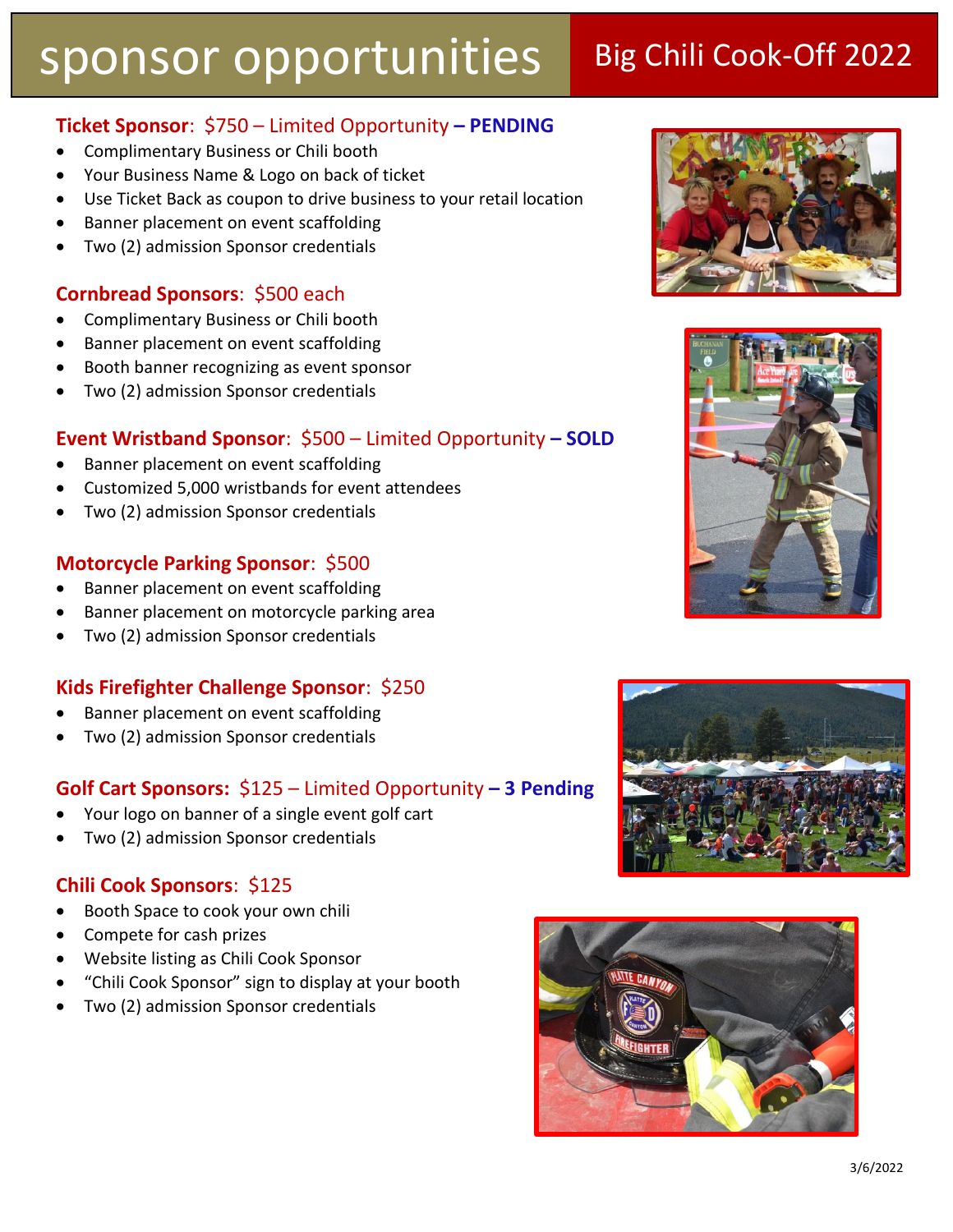# sponsor opportunities

## Big Chili Cook-Off 2022

### Ticket Sponsor: $750 – Limited Opportunity – PENDING

- Complimentary Business or Chili booth
- Your Business Name & Logo on back of ticket
- Use Ticket Back as coupon to drive business to your retail location
- Banner placement on event scaffolding
- Two (2) admission Sponsor credentials

### Cornbread Sponsors: $500 each

- Complimentary Business or Chili booth
- Banner placement on event scaffolding
- Booth banner recognizing as event sponsor
- Two (2) admission Sponsor credentials

### Event Wristband Sponsor: $500 – Limited Opportunity – SOLD

- Banner placement on event scaffolding
- Customized 5,000 wristbands for event attendees
- Two (2) admission Sponsor credentials

### Motorcycle Parking Sponsor: $500

- Banner placement on event scaffolding
- Banner placement on motorcycle parking area
- Two (2) admission Sponsor credentials

### Kids Firefighter Challenge Sponsor: $250

- Banner placement on event scaffolding
- Two (2) admission Sponsor credentials

### Golf Cart Sponsors: $125 – Limited Opportunity – 3 Pending

- Your logo on banner of a single event golf cart
- Two (2) admission Sponsor credentials

### Chili Cook Sponsors: $125

- Booth Space to cook your own chili
- Compete for cash prizes
- Website listing as Chili Cook Sponsor
- "Chili Cook Sponsor" sign to display at your booth
- Two (2) admission Sponsor credentials

3/6/2022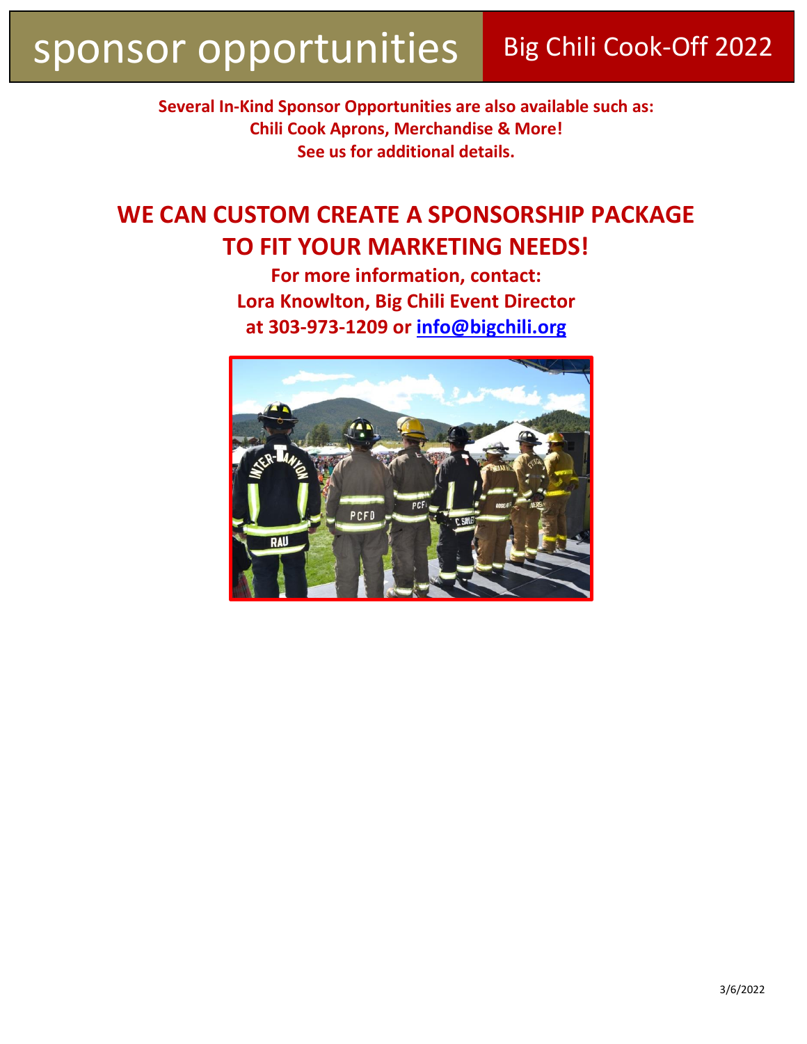# sponsor opportunities

## Big Chili Cook-Off 2022

**Several In-Kind Sponsor Opportunities are also available such as:**
**Chili Cook Aprons, Merchandise & More!**
**See us for additional details.**

## WE CAN CUSTOM CREATE A SPONSORSHIP PACKAGE TO FIT YOUR MARKETING NEEDS!

**For more information, contact:**
**Lora Knowlton, Big Chili Event Director**
**at 303-973-1209 or info@bigchili.org**

3/6/2022